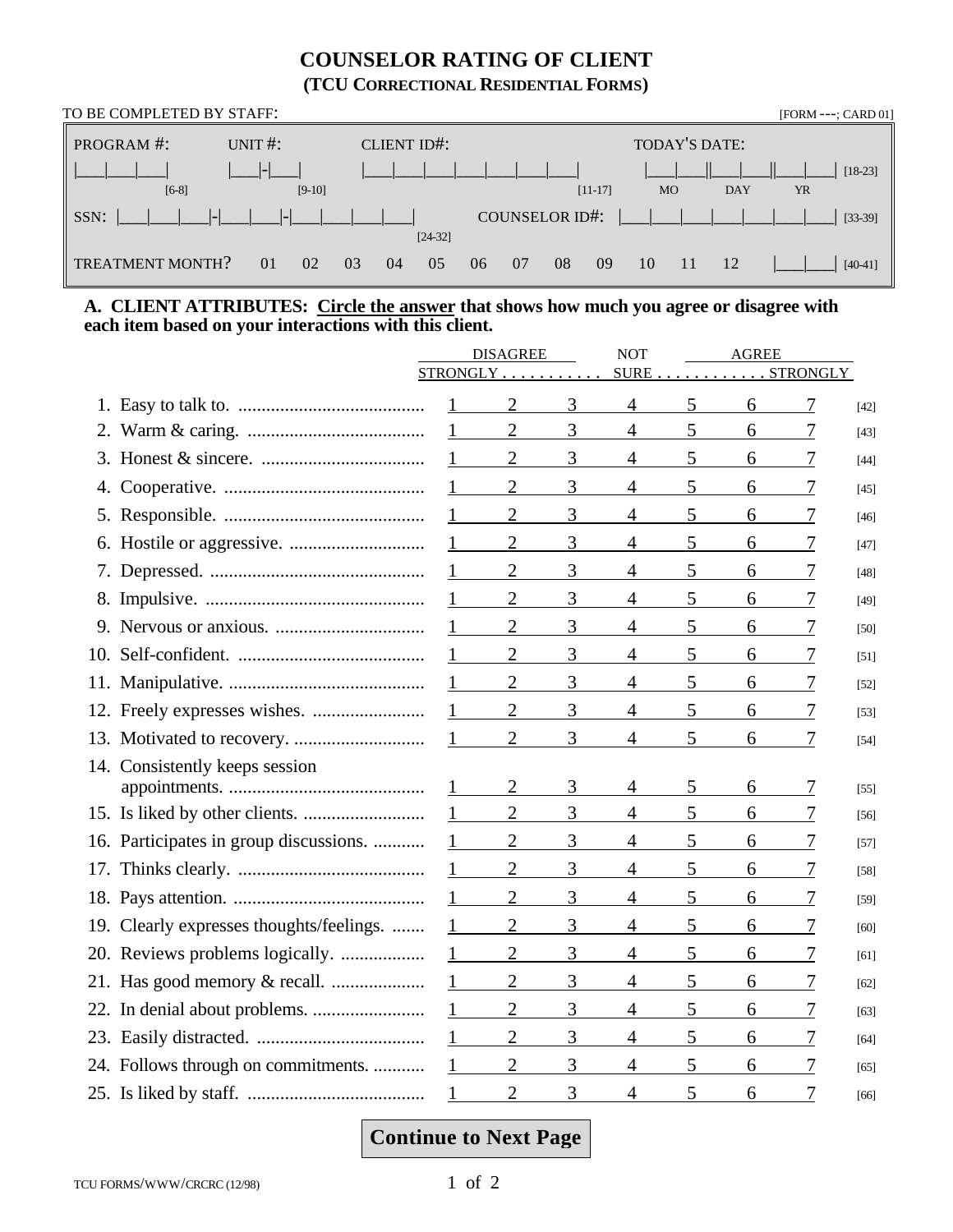# COUNSELOR RATING OF CLIENT

## (TCU CORRECTIONAL RESIDENTIAL FORMS)

TO BE COMPLETED BY STAFF: [FORM ---; CARD 01]

| | | | |
|---|---|---|---|
| PROGRAM #: \|\_\_\_\|\_\_\_\|\_\_\_\| [6-8] | UNIT #: \|\_\_\_\|-\|\_\_\_\| [9-10] | CLIENT ID#: \|\_\_\_\|\_\_\_\|\_\_\_\|\_\_\_\|\_\_\_\|\_\_\_\|\_\_\_\| [11-17] | TODAY'S DATE: \|\_\_\_\|\_\_\_\|\|\_\_\_\|\_\_\_\|\|\_\_\_\|\_\_\_\| [18-23] MO DAY YR |
| SSN: \|\_\_\_\|\_\_\_\|\_\_\_\|-\|\_\_\_\|\_\_\_\|-\|\_\_\_\|\_\_\_\|\_\_\_\|\_\_\_\| [24-32] | | COUNSELOR ID#: \|\_\_\_\|\_\_\_\|\_\_\_\|\_\_\_\|\_\_\_\|\_\_\_\|\_\_\_\| [33-39] | |
| TREATMENT MONTH? 01 02 03 04 05 06 07 08 09 10 11 12 \|\_\_\_\|\_\_\_\| [40-41] | | | |

**A. CLIENT ATTRIBUTES: Circle the answer that shows how much you agree or disagree with each item based on your interactions with this client.**

| | DISAGREE STRONGLY | | | NOT SURE | | | AGREE STRONGLY | |
|---|---|---|---|---|---|---|---|---|
| 1. Easy to talk to. | 1 | 2 | 3 | 4 | 5 | 6 | 7 | [42] |
| 2. Warm & caring. | 1 | 2 | 3 | 4 | 5 | 6 | 7 | [43] |
| 3. Honest & sincere. | 1 | 2 | 3 | 4 | 5 | 6 | 7 | [44] |
| 4. Cooperative. | 1 | 2 | 3 | 4 | 5 | 6 | 7 | [45] |
| 5. Responsible. | 1 | 2 | 3 | 4 | 5 | 6 | 7 | [46] |
| 6. Hostile or aggressive. | 1 | 2 | 3 | 4 | 5 | 6 | 7 | [47] |
| 7. Depressed. | 1 | 2 | 3 | 4 | 5 | 6 | 7 | [48] |
| 8. Impulsive. | 1 | 2 | 3 | 4 | 5 | 6 | 7 | [49] |
| 9. Nervous or anxious. | 1 | 2 | 3 | 4 | 5 | 6 | 7 | [50] |
| 10. Self-confident. | 1 | 2 | 3 | 4 | 5 | 6 | 7 | [51] |
| 11. Manipulative. | 1 | 2 | 3 | 4 | 5 | 6 | 7 | [52] |
| 12. Freely expresses wishes. | 1 | 2 | 3 | 4 | 5 | 6 | 7 | [53] |
| 13. Motivated to recovery. | 1 | 2 | 3 | 4 | 5 | 6 | 7 | [54] |
| 14. Consistently keeps session appointments. | 1 | 2 | 3 | 4 | 5 | 6 | 7 | [55] |
| 15. Is liked by other clients. | 1 | 2 | 3 | 4 | 5 | 6 | 7 | [56] |
| 16. Participates in group discussions. | 1 | 2 | 3 | 4 | 5 | 6 | 7 | [57] |
| 17. Thinks clearly. | 1 | 2 | 3 | 4 | 5 | 6 | 7 | [58] |
| 18. Pays attention. | 1 | 2 | 3 | 4 | 5 | 6 | 7 | [59] |
| 19. Clearly expresses thoughts/feelings. | 1 | 2 | 3 | 4 | 5 | 6 | 7 | [60] |
| 20. Reviews problems logically. | 1 | 2 | 3 | 4 | 5 | 6 | 7 | [61] |
| 21. Has good memory & recall. | 1 | 2 | 3 | 4 | 5 | 6 | 7 | [62] |
| 22. In denial about problems. | 1 | 2 | 3 | 4 | 5 | 6 | 7 | [63] |
| 23. Easily distracted. | 1 | 2 | 3 | 4 | 5 | 6 | 7 | [64] |
| 24. Follows through on commitments. | 1 | 2 | 3 | 4 | 5 | 6 | 7 | [65] |
| 25. Is liked by staff. | 1 | 2 | 3 | 4 | 5 | 6 | 7 | [66] |

**Continue to Next Page**

TCU FORMS/WWW/CRCRC (12/98)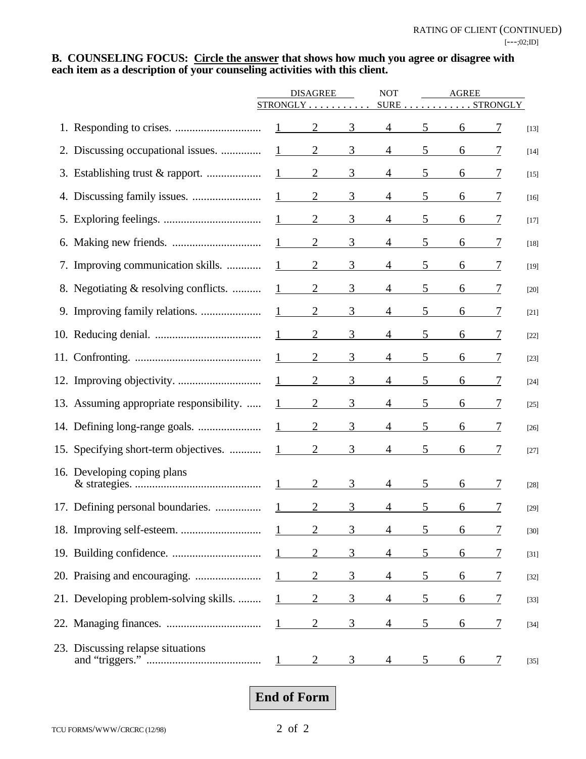RATING OF CLIENT (CONTINUED)
[---;02;ID]

**B. COUNSELING FOCUS: <u>Circle the answer</u> that shows how much you agree or disagree with each item as a description of your counseling activities with this client.**

| | DISAGREE STRONGLY | | | NOT SURE | | | AGREE STRONGLY | |
|---|---|---|---|---|---|---|---|---|
| 1. Responding to crises. | 1 | 2 | 3 | 4 | 5 | 6 | 7 | [13] |
| 2. Discussing occupational issues. | 1 | 2 | 3 | 4 | 5 | 6 | 7 | [14] |
| 3. Establishing trust & rapport. | 1 | 2 | 3 | 4 | 5 | 6 | 7 | [15] |
| 4. Discussing family issues. | 1 | 2 | 3 | 4 | 5 | 6 | 7 | [16] |
| 5. Exploring feelings. | 1 | 2 | 3 | 4 | 5 | 6 | 7 | [17] |
| 6. Making new friends. | 1 | 2 | 3 | 4 | 5 | 6 | 7 | [18] |
| 7. Improving communication skills. | 1 | 2 | 3 | 4 | 5 | 6 | 7 | [19] |
| 8. Negotiating & resolving conflicts. | 1 | 2 | 3 | 4 | 5 | 6 | 7 | [20] |
| 9. Improving family relations. | 1 | 2 | 3 | 4 | 5 | 6 | 7 | [21] |
| 10. Reducing denial. | 1 | 2 | 3 | 4 | 5 | 6 | 7 | [22] |
| 11. Confronting. | 1 | 2 | 3 | 4 | 5 | 6 | 7 | [23] |
| 12. Improving objectivity. | 1 | 2 | 3 | 4 | 5 | 6 | 7 | [24] |
| 13. Assuming appropriate responsibility. | 1 | 2 | 3 | 4 | 5 | 6 | 7 | [25] |
| 14. Defining long-range goals. | 1 | 2 | 3 | 4 | 5 | 6 | 7 | [26] |
| 15. Specifying short-term objectives. | 1 | 2 | 3 | 4 | 5 | 6 | 7 | [27] |
| 16. Developing coping plans & strategies. | 1 | 2 | 3 | 4 | 5 | 6 | 7 | [28] |
| 17. Defining personal boundaries. | 1 | 2 | 3 | 4 | 5 | 6 | 7 | [29] |
| 18. Improving self-esteem. | 1 | 2 | 3 | 4 | 5 | 6 | 7 | [30] |
| 19. Building confidence. | 1 | 2 | 3 | 4 | 5 | 6 | 7 | [31] |
| 20. Praising and encouraging. | 1 | 2 | 3 | 4 | 5 | 6 | 7 | [32] |
| 21. Developing problem-solving skills. | 1 | 2 | 3 | 4 | 5 | 6 | 7 | [33] |
| 22. Managing finances. | 1 | 2 | 3 | 4 | 5 | 6 | 7 | [34] |
| 23. Discussing relapse situations and "triggers." | 1 | 2 | 3 | 4 | 5 | 6 | 7 | [35] |

**End of Form**

TCU FORMS/WWW/CRCRC (12/98)